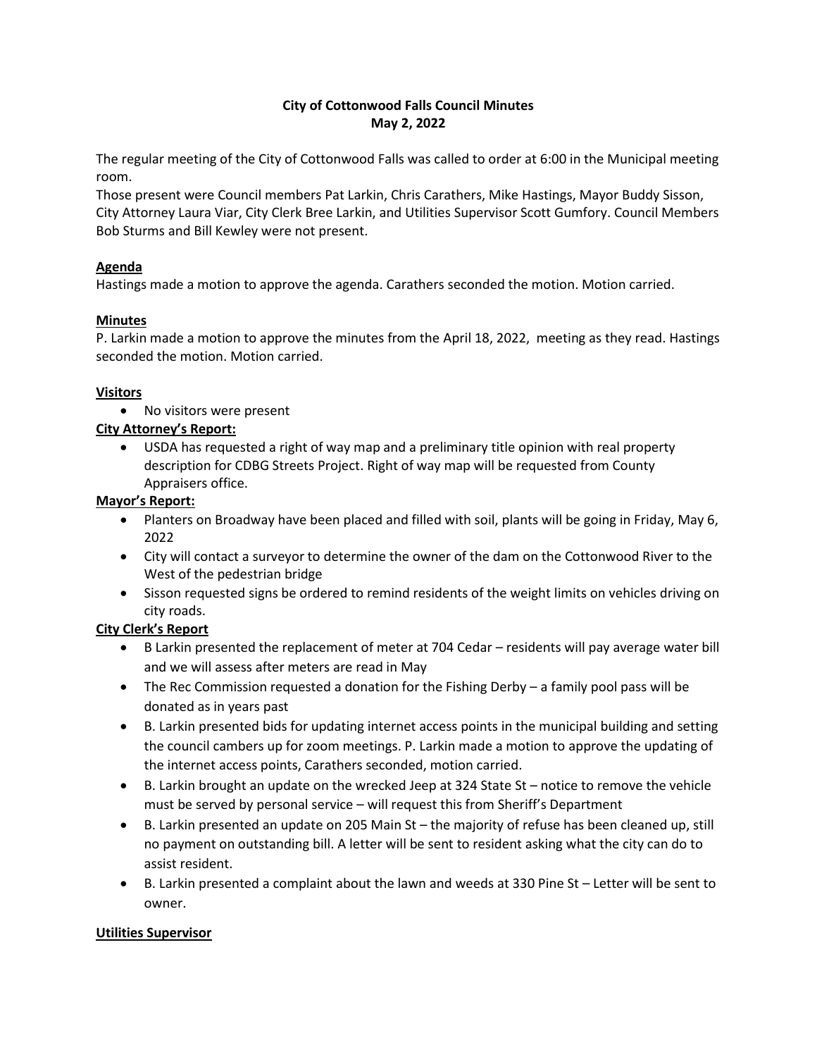**City of Cottonwood Falls Council Minutes**
**May 2, 2022**

The regular meeting of the City of Cottonwood Falls was called to order at 6:00 in the Municipal meeting room.
Those present were Council members Pat Larkin, Chris Carathers, Mike Hastings, Mayor Buddy Sisson, City Attorney Laura Viar, City Clerk Bree Larkin, and Utilities Supervisor Scott Gumfory. Council Members Bob Sturms and Bill Kewley were not present.

**Agenda**
Hastings made a motion to approve the agenda. Carathers seconded the motion. Motion carried.

**Minutes**
P. Larkin made a motion to approve the minutes from the April 18, 2022, meeting as they read. Hastings seconded the motion. Motion carried.

**Visitors**

- No visitors were present

**City Attorney's Report:**

- USDA has requested a right of way map and a preliminary title opinion with real property description for CDBG Streets Project. Right of way map will be requested from County Appraisers office.

**Mayor's Report:**

- Planters on Broadway have been placed and filled with soil, plants will be going in Friday, May 6, 2022
- City will contact a surveyor to determine the owner of the dam on the Cottonwood River to the West of the pedestrian bridge
- Sisson requested signs be ordered to remind residents of the weight limits on vehicles driving on city roads.

**City Clerk's Report**

- B Larkin presented the replacement of meter at 704 Cedar – residents will pay average water bill and we will assess after meters are read in May
- The Rec Commission requested a donation for the Fishing Derby – a family pool pass will be donated as in years past
- B. Larkin presented bids for updating internet access points in the municipal building and setting the council cambers up for zoom meetings. P. Larkin made a motion to approve the updating of the internet access points, Carathers seconded, motion carried.
- B. Larkin brought an update on the wrecked Jeep at 324 State St – notice to remove the vehicle must be served by personal service – will request this from Sheriff's Department
- B. Larkin presented an update on 205 Main St – the majority of refuse has been cleaned up, still no payment on outstanding bill. A letter will be sent to resident asking what the city can do to assist resident.
- B. Larkin presented a complaint about the lawn and weeds at 330 Pine St – Letter will be sent to owner.

**Utilities Supervisor**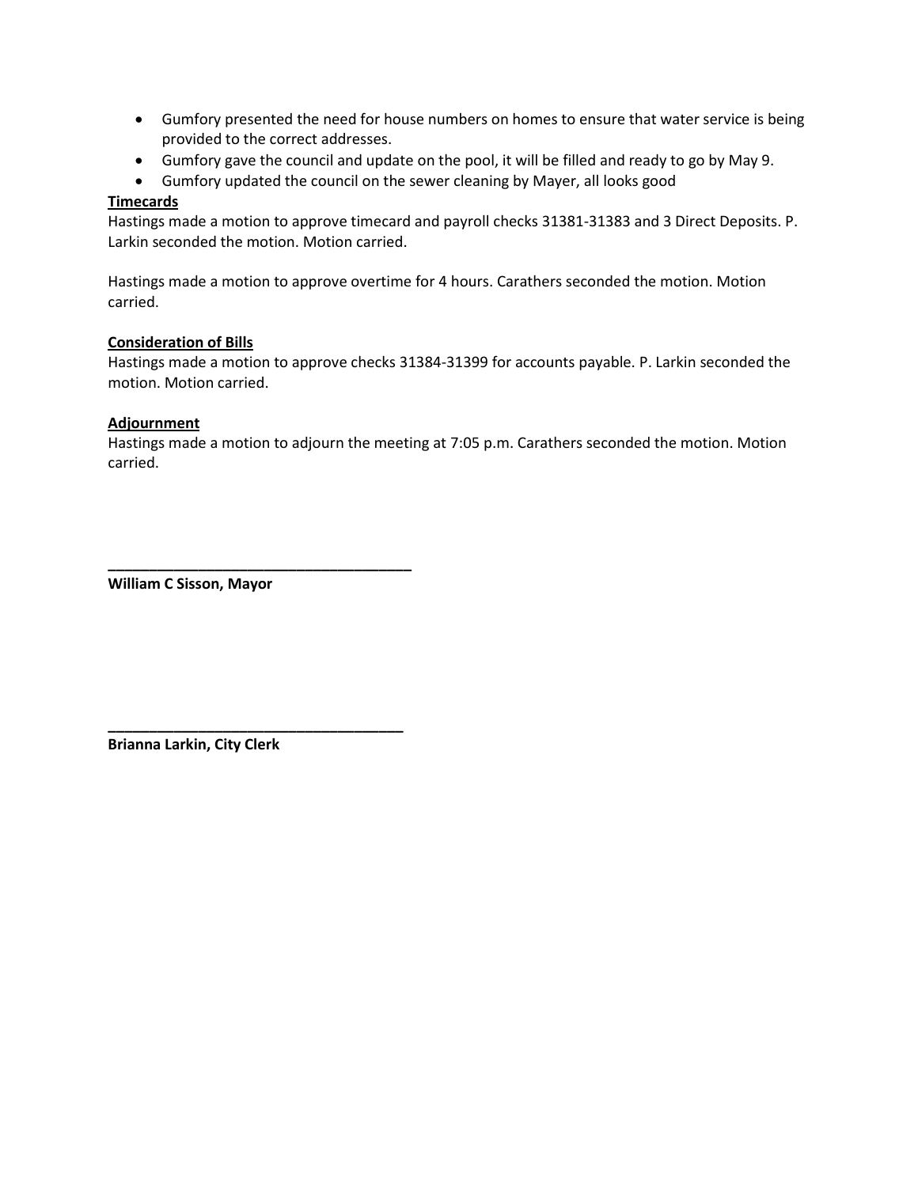- Gumfory presented the need for house numbers on homes to ensure that water service is being provided to the correct addresses.
- Gumfory gave the council and update on the pool, it will be filled and ready to go by May 9.
- Gumfory updated the council on the sewer cleaning by Mayer, all looks good

**Timecards**

Hastings made a motion to approve timecard and payroll checks 31381-31383 and 3 Direct Deposits. P. Larkin seconded the motion. Motion carried.

Hastings made a motion to approve overtime for 4 hours. Carathers seconded the motion. Motion carried.

**Consideration of Bills**

Hastings made a motion to approve checks 31384-31399 for accounts payable. P. Larkin seconded the motion. Motion carried.

**Adjournment**

Hastings made a motion to adjourn the meeting at 7:05 p.m. Carathers seconded the motion. Motion carried.

\_\_\_\_\_\_\_\_\_\_\_\_\_\_\_\_\_\_\_\_\_\_\_\_\_\_\_\_\_\_\_\_\_\_\_\_\_\_

**William C Sisson, Mayor**

\_\_\_\_\_\_\_\_\_\_\_\_\_\_\_\_\_\_\_\_\_\_\_\_\_\_\_\_\_\_\_\_\_\_\_\_\_\_

**Brianna Larkin, City Clerk**